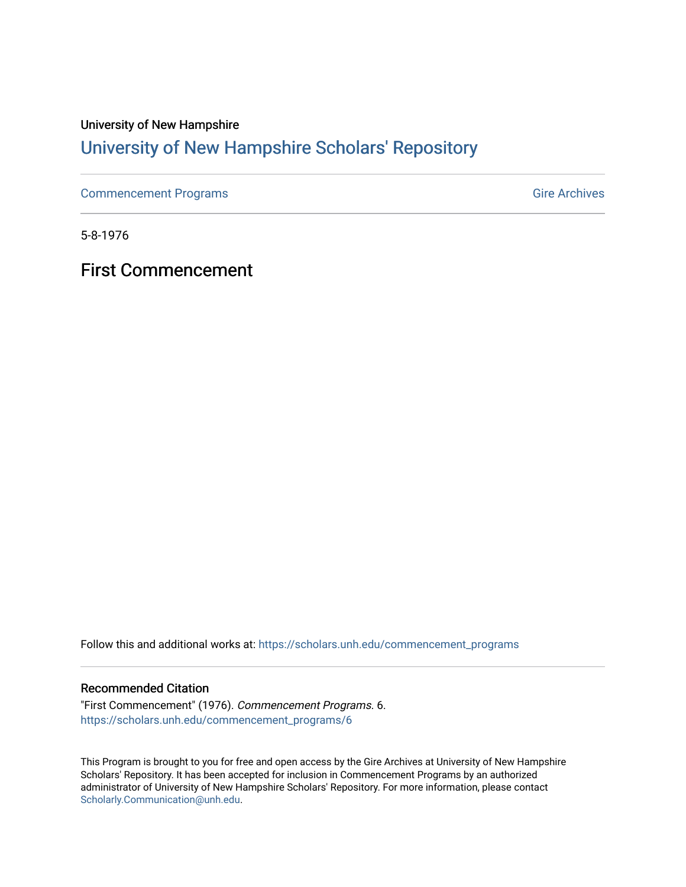University of New Hampshire

# University of New Hampshire Scholars' Repository

Commencement Programs | Gire Archives

5-8-1976

## First Commencement

Follow this and additional works at: https://scholars.unh.edu/commencement_programs

### Recommended Citation

"First Commencement" (1976). *Commencement Programs*. 6.
https://scholars.unh.edu/commencement_programs/6

This Program is brought to you for free and open access by the Gire Archives at University of New Hampshire Scholars' Repository. It has been accepted for inclusion in Commencement Programs by an authorized administrator of University of New Hampshire Scholars' Repository. For more information, please contact Scholarly.Communication@unh.edu.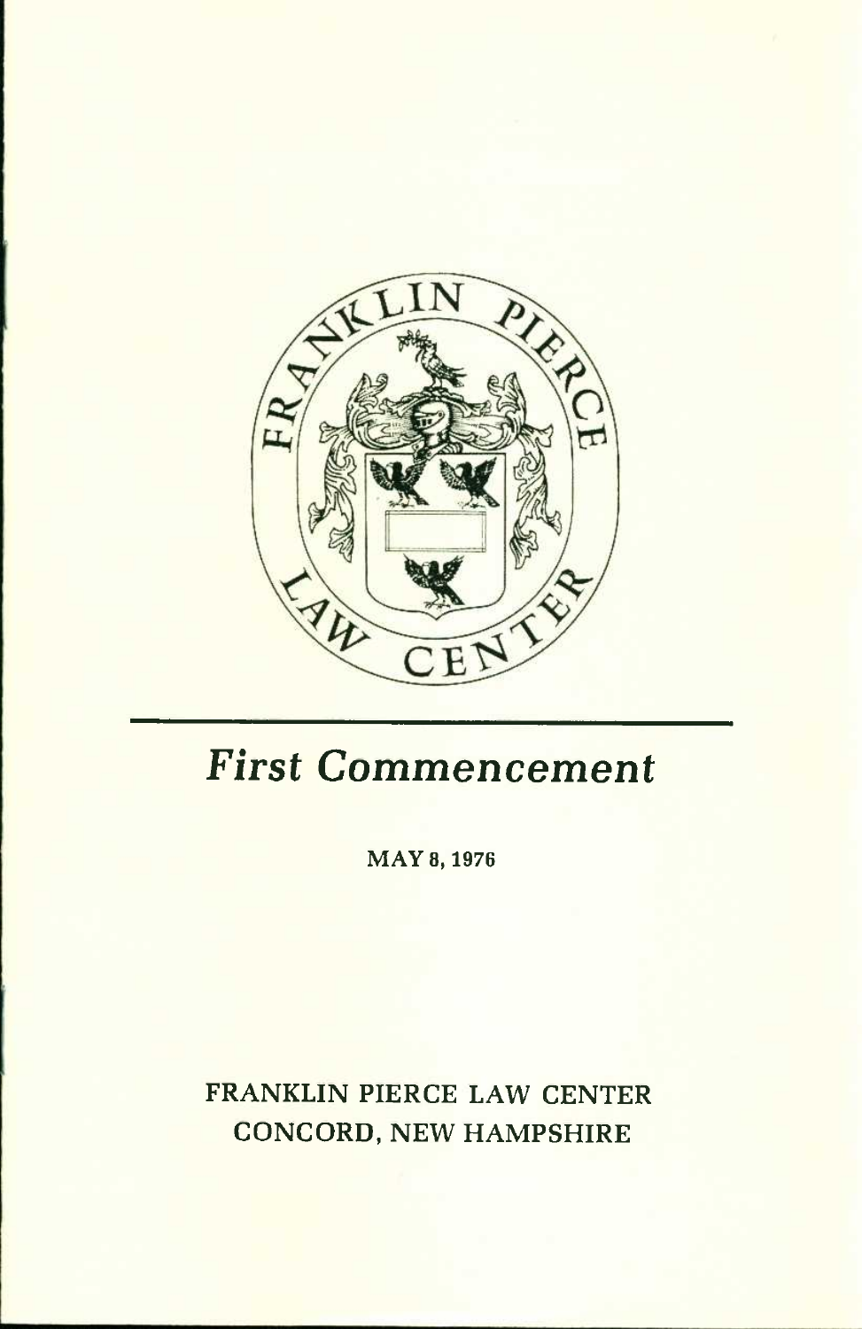FRANKLIN PIERCE LAW CENTER

# *First Commencement*

MAY 8, 1976

FRANKLIN PIERCE LAW CENTER
CONCORD, NEW HAMPSHIRE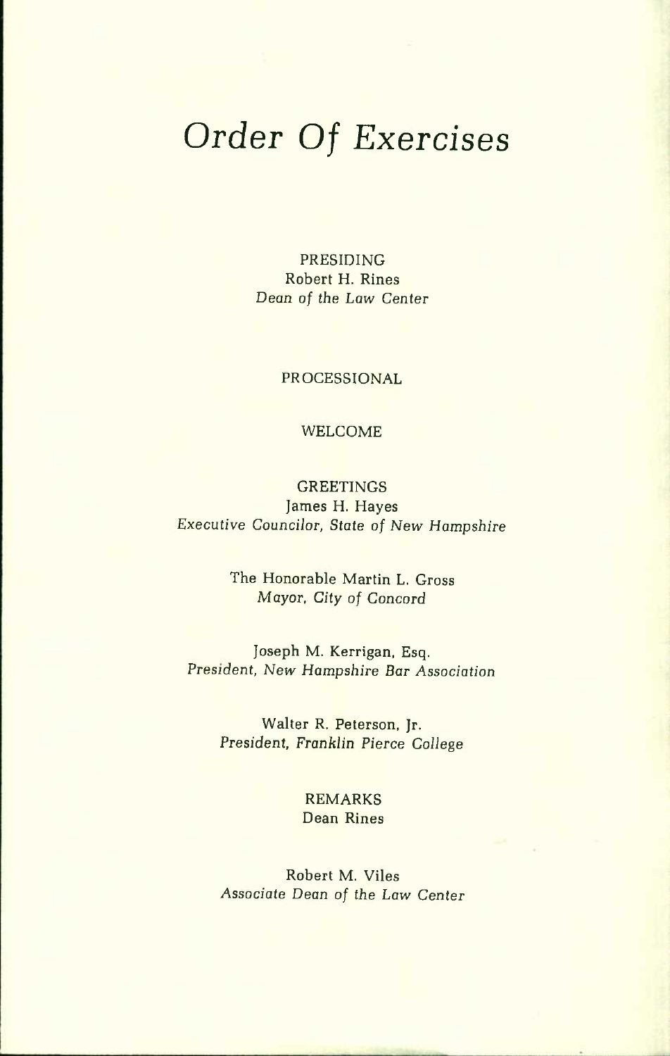# Order Of Exercises

PRESIDING
Robert H. Rines
*Dean of the Law Center*

PROCESSIONAL

WELCOME

GREETINGS
James H. Hayes
*Executive Councilor, State of New Hampshire*

The Honorable Martin L. Gross
*Mayor, City of Concord*

Joseph M. Kerrigan, Esq.
*President, New Hampshire Bar Association*

Walter R. Peterson, Jr.
*President, Franklin Pierce College*

REMARKS
Dean Rines

Robert M. Viles
*Associate Dean of the Law Center*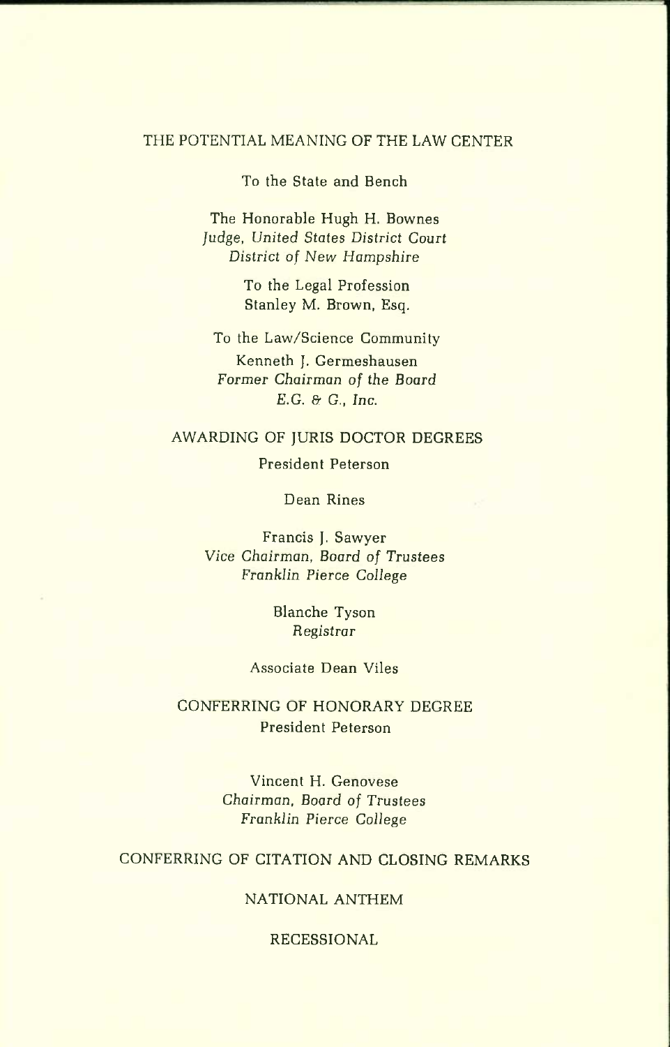## THE POTENTIAL MEANING OF THE LAW CENTER

To the State and Bench

The Honorable Hugh H. Bownes
*Judge, United States District Court*
*District of New Hampshire*

To the Legal Profession
Stanley M. Brown, Esq.

To the Law/Science Community
Kenneth J. Germeshausen
*Former Chairman of the Board*
*E.G. & G., Inc.*

## AWARDING OF JURIS DOCTOR DEGREES

President Peterson

Dean Rines

Francis J. Sawyer
*Vice Chairman, Board of Trustees*
*Franklin Pierce College*

Blanche Tyson
*Registrar*

Associate Dean Viles

## CONFERRING OF HONORARY DEGREE

President Peterson

Vincent H. Genovese
*Chairman, Board of Trustees*
*Franklin Pierce College*

## CONFERRING OF CITATION AND CLOSING REMARKS

## NATIONAL ANTHEM

## RECESSIONAL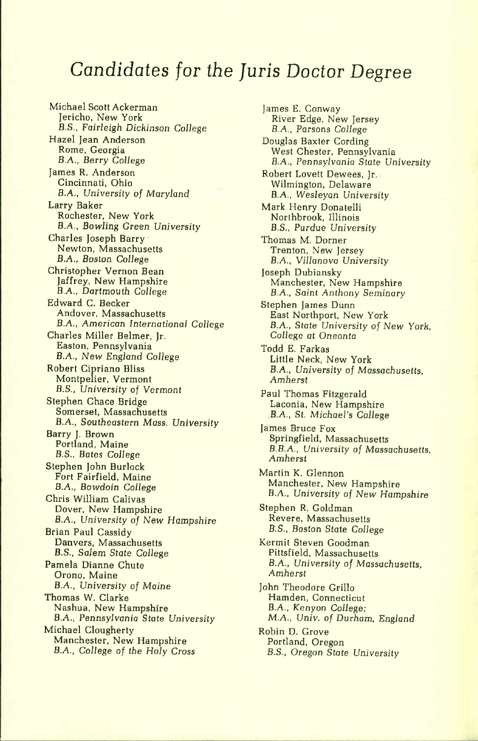# Candidates for the Juris Doctor Degree

Michael Scott Ackerman
Jericho, New York
*B.S., Fairleigh Dickinson College*

Hazel Jean Anderson
Rome, Georgia
*B.A., Berry College*

James R. Anderson
Cincinnati, Ohio
*B.A., University of Maryland*

Larry Baker
Rochester, New York
*B.A., Bowling Green University*

Charles Joseph Barry
Newton, Massachusetts
*B.A., Boston College*

Christopher Vernon Bean
Jaffrey, New Hampshire
*B.A., Dartmouth College*

Edward C. Becker
Andover, Massachusetts
*B.A., American International College*

Charles Miller Belmer, Jr.
Easton, Pennsylvania
*B.A., New England College*

Robert Cipriano Bliss
Montpelier, Vermont
*B.S., University of Vermont*

Stephen Chace Bridge
Somerset, Massachusetts
*B.A., Southeastern Mass. University*

Barry J. Brown
Portland, Maine
*B.S., Bates College*

Stephen John Burlock
Fort Fairfield, Maine
*B.A., Bowdoin College*

Chris William Calivas
Dover, New Hampshire
*B.A., University of New Hampshire*

Brian Paul Cassidy
Danvers, Massachusetts
*B.S., Salem State College*

Pamela Dianne Chute
Orono, Maine
*B.A., University of Maine*

Thomas W. Clarke
Nashua, New Hampshire
*B.A., Pennsylvania State University*

Michael Clougherty
Manchester, New Hampshire
*B.A., College of the Holy Cross*

James E. Conway
River Edge, New Jersey
*B.A., Parsons College*

Douglas Baxter Cording
West Chester, Pennsylvania
*B.A., Pennsylvania State University*

Robert Lovett Dewees, Jr.
Wilmington, Delaware
*B.A., Wesleyan University*

Mark Henry Donatelli
Northbrook, Illinois
*B.S., Purdue University*

Thomas M. Dorner
Trenton, New Jersey
*B.A., Villanova University*

Joseph Dubiansky
Manchester, New Hampshire
*B.A., Saint Anthony Seminary*

Stephen James Dunn
East Northport, New York
*B.A., State University of New York, College at Oneonta*

Todd E. Farkas
Little Neck, New York
*B.A., University of Massachusetts, Amherst*

Paul Thomas Fitzgerald
Laconia, New Hampshire
*B.A., St. Michael's College*

James Bruce Fox
Springfield, Massachusetts
*B.B.A., University of Massachusetts, Amherst*

Martin K. Glennon
Manchester, New Hampshire
*B.A., University of New Hampshire*

Stephen R. Goldman
Revere, Massachusetts
*B.S., Boston State College*

Kermit Steven Goodman
Pittsfield, Massachusetts
*B.A., University of Massachusetts, Amherst*

John Theodore Grillo
Hamden, Connecticut
*B.A., Kenyon College;*
*M.A., Univ. of Durham, England*

Robin D. Grove
Portland, Oregon
*B.S., Oregon State University*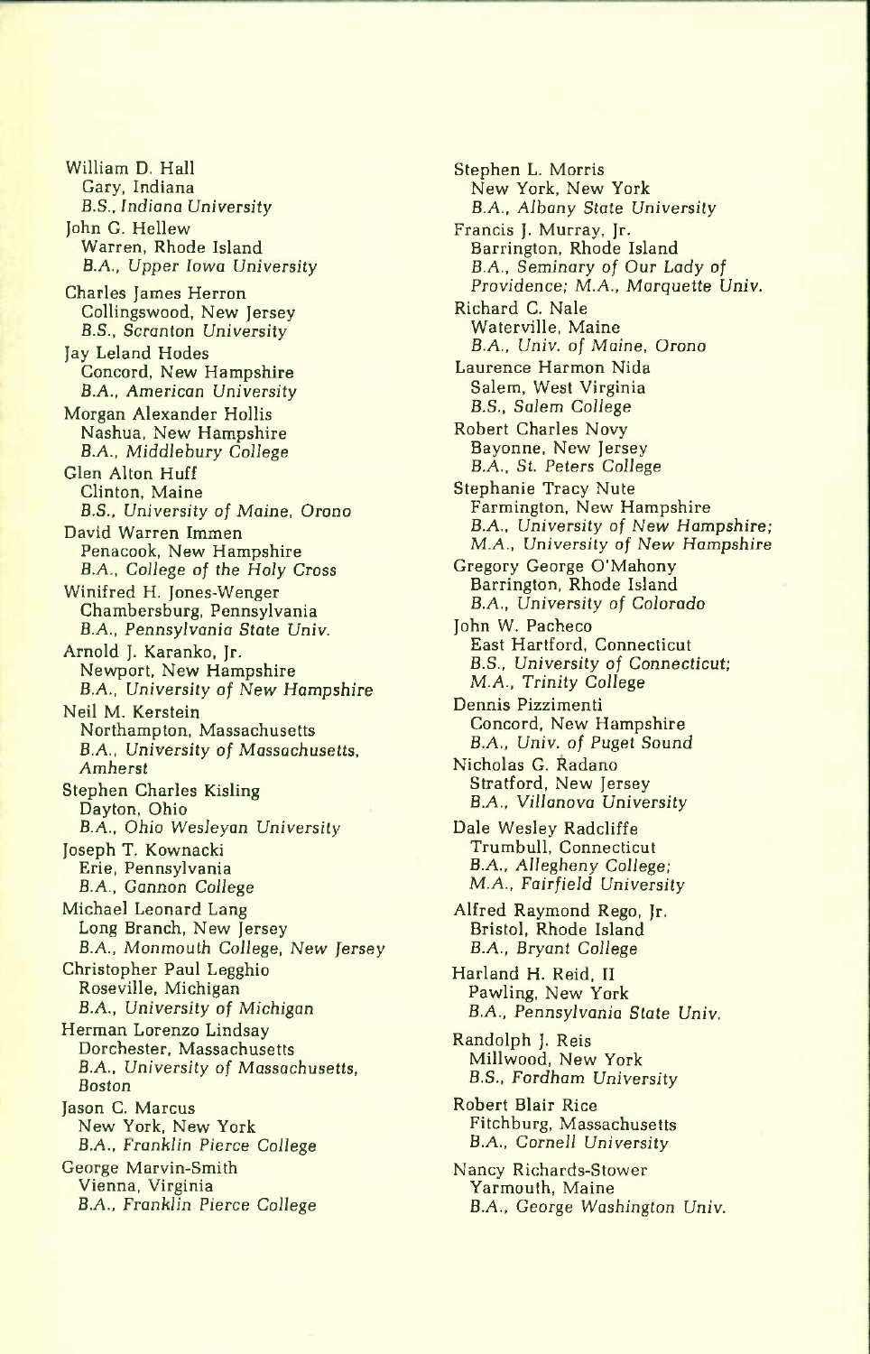William D. Hall
Gary, Indiana
*B.S., Indiana University*

John G. Hellew
Warren, Rhode Island
*B.A., Upper Iowa University*

Charles James Herron
Collingswood, New Jersey
*B.S., Scranton University*

Jay Leland Hodes
Concord, New Hampshire
*B.A., American University*

Morgan Alexander Hollis
Nashua, New Hampshire
*B.A., Middlebury College*

Glen Alton Huff
Clinton, Maine
*B.S., University of Maine, Orono*

David Warren Immen
Penacook, New Hampshire
*B.A., College of the Holy Cross*

Winifred H. Jones-Wenger
Chambersburg, Pennsylvania
*B.A., Pennsylvania State Univ.*

Arnold J. Karanko, Jr.
Newport, New Hampshire
*B.A., University of New Hampshire*

Neil M. Kerstein
Northampton, Massachusetts
*B.A., University of Massachusetts, Amherst*

Stephen Charles Kisling
Dayton, Ohio
*B.A., Ohio Wesleyan University*

Joseph T. Kownacki
Erie, Pennsylvania
*B.A., Gannon College*

Michael Leonard Lang
Long Branch, New Jersey
*B.A., Monmouth College, New Jersey*

Christopher Paul Legghio
Roseville, Michigan
*B.A., University of Michigan*

Herman Lorenzo Lindsay
Dorchester, Massachusetts
*B.A., University of Massachusetts, Boston*

Jason C. Marcus
New York, New York
*B.A., Franklin Pierce College*

George Marvin-Smith
Vienna, Virginia
*B.A., Franklin Pierce College*

Stephen L. Morris
New York, New York
*B.A., Albany State University*

Francis J. Murray, Jr.
Barrington, Rhode Island
*B.A., Seminary of Our Lady of Providence; M.A., Marquette Univ.*

Richard C. Nale
Waterville, Maine
*B.A., Univ. of Maine, Orono*

Laurence Harmon Nida
Salem, West Virginia
*B.S., Salem College*

Robert Charles Novy
Bayonne, New Jersey
*B.A., St. Peters College*

Stephanie Tracy Nute
Farmington, New Hampshire
*B.A., University of New Hampshire; M.A., University of New Hampshire*

Gregory George O'Mahony
Barrington, Rhode Island
*B.A., University of Colorado*

John W. Pacheco
East Hartford, Connecticut
*B.S., University of Connecticut; M.A., Trinity College*

Dennis Pizzimenti
Concord, New Hampshire
*B.A., Univ. of Puget Sound*

Nicholas G. Radano
Stratford, New Jersey
*B.A., Villanova University*

Dale Wesley Radcliffe
Trumbull, Connecticut
*B.A., Allegheny College; M.A., Fairfield University*

Alfred Raymond Rego, Jr.
Bristol, Rhode Island
*B.A., Bryant College*

Harland H. Reid, II
Pawling, New York
*B.A., Pennsylvania State Univ.*

Randolph J. Reis
Millwood, New York
*B.S., Fordham University*

Robert Blair Rice
Fitchburg, Massachusetts
*B.A., Cornell University*

Nancy Richards-Stower
Yarmouth, Maine
*B.A., George Washington Univ.*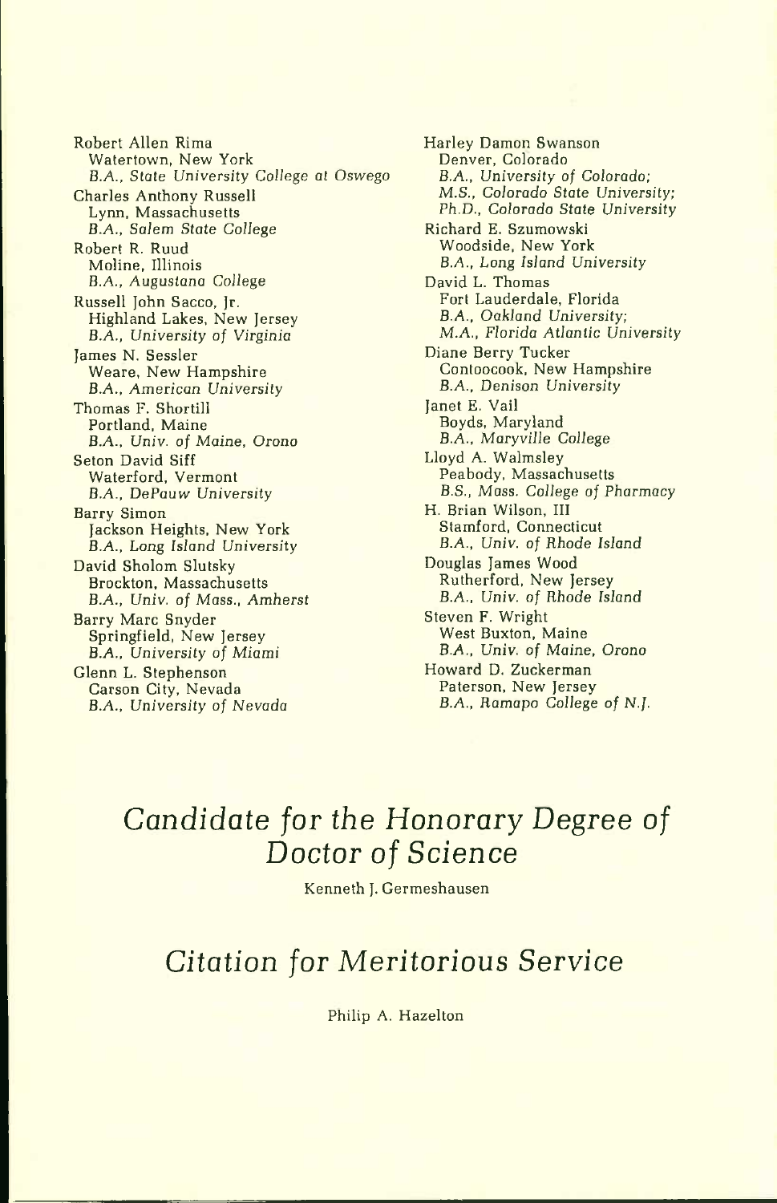Robert Allen Rima
Watertown, New York
*B.A., State University College at Oswego*

Charles Anthony Russell
Lynn, Massachusetts
*B.A., Salem State College*

Robert R. Ruud
Moline, Illinois
*B.A., Augustana College*

Russell John Sacco, Jr.
Highland Lakes, New Jersey
*B.A., University of Virginia*

James N. Sessler
Weare, New Hampshire
*B.A., American University*

Thomas F. Shortill
Portland, Maine
*B.A., Univ. of Maine, Orono*

Seton David Siff
Waterford, Vermont
*B.A., DePauw University*

Barry Simon
Jackson Heights, New York
*B.A., Long Island University*

David Sholom Slutsky
Brockton, Massachusetts
*B.A., Univ. of Mass., Amherst*

Barry Marc Snyder
Springfield, New Jersey
*B.A., University of Miami*

Glenn L. Stephenson
Carson City, Nevada
*B.A., University of Nevada*

Harley Damon Swanson
Denver, Colorado
*B.A., University of Colorado;*
*M.S., Colorado State University;*
*Ph.D., Colorado State University*

Richard E. Szumowski
Woodside, New York
*B.A., Long Island University*

David L. Thomas
Fort Lauderdale, Florida
*B.A., Oakland University;*
*M.A., Florida Atlantic University*

Diane Berry Tucker
Contoocook, New Hampshire
*B.A., Denison University*

Janet E. Vail
Boyds, Maryland
*B.A., Maryville College*

Lloyd A. Walmsley
Peabody, Massachusetts
*B.S., Mass. College of Pharmacy*

H. Brian Wilson, III
Stamford, Connecticut
*B.A., Univ. of Rhode Island*

Douglas James Wood
Rutherford, New Jersey
*B.A., Univ. of Rhode Island*

Steven F. Wright
West Buxton, Maine
*B.A., Univ. of Maine, Orono*

Howard D. Zuckerman
Paterson, New Jersey
*B.A., Ramapo College of N.J.*

## *Candidate for the Honorary Degree of Doctor of Science*

Kenneth J. Germeshausen

## *Citation for Meritorious Service*

Philip A. Hazelton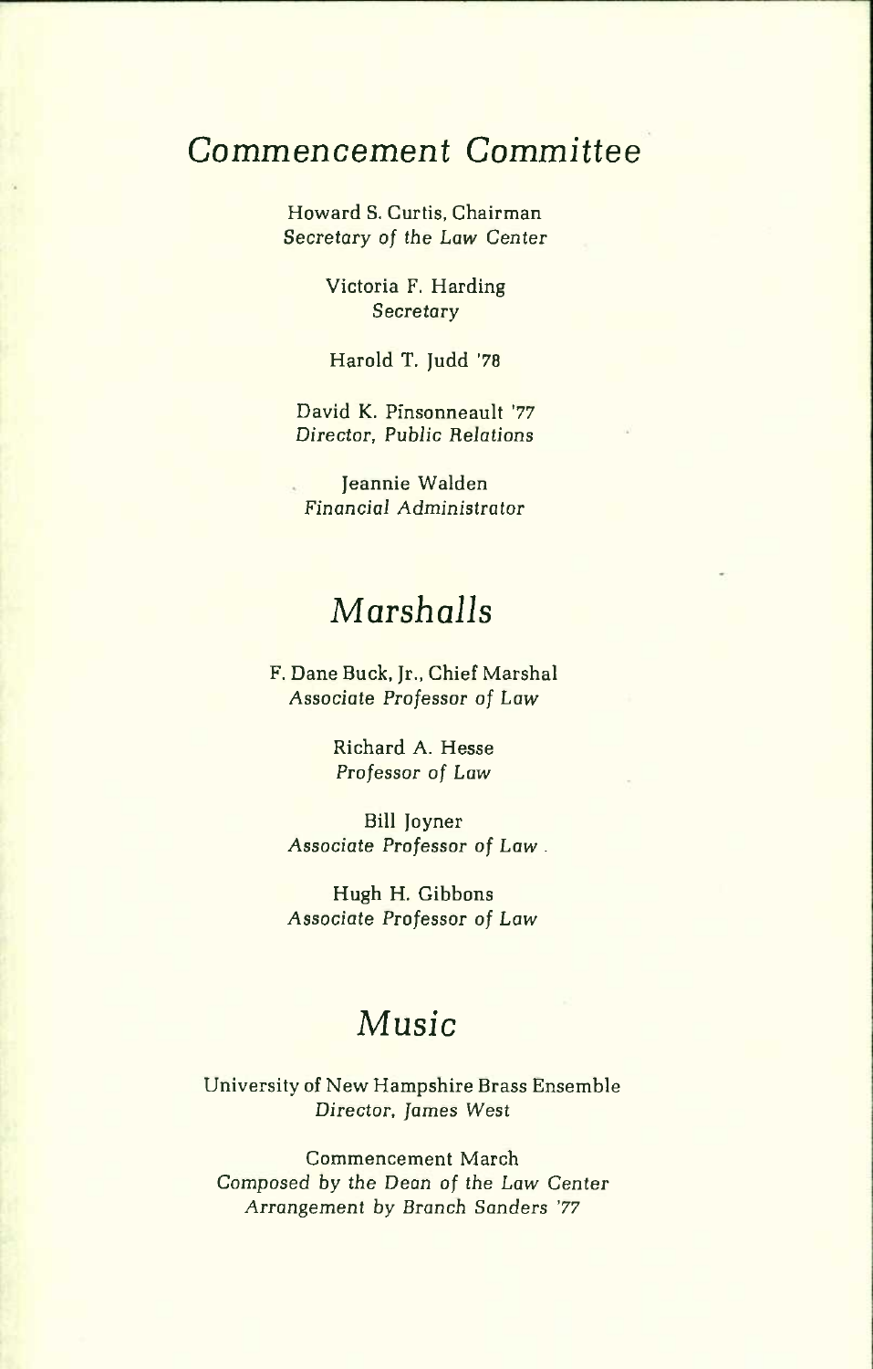## Commencement Committee

Howard S. Curtis, Chairman
*Secretary of the Law Center*

Victoria F. Harding
*Secretary*

Harold T. Judd '78

David K. Pinsonneault '77
*Director, Public Relations*

Jeannie Walden
*Financial Administrator*

## Marshalls

F. Dane Buck, Jr., Chief Marshal
*Associate Professor of Law*

Richard A. Hesse
*Professor of Law*

Bill Joyner
*Associate Professor of Law*

Hugh H. Gibbons
*Associate Professor of Law*

## Music

University of New Hampshire Brass Ensemble
*Director, James West*

Commencement March
*Composed by the Dean of the Law Center*
*Arrangement by Branch Sanders '77*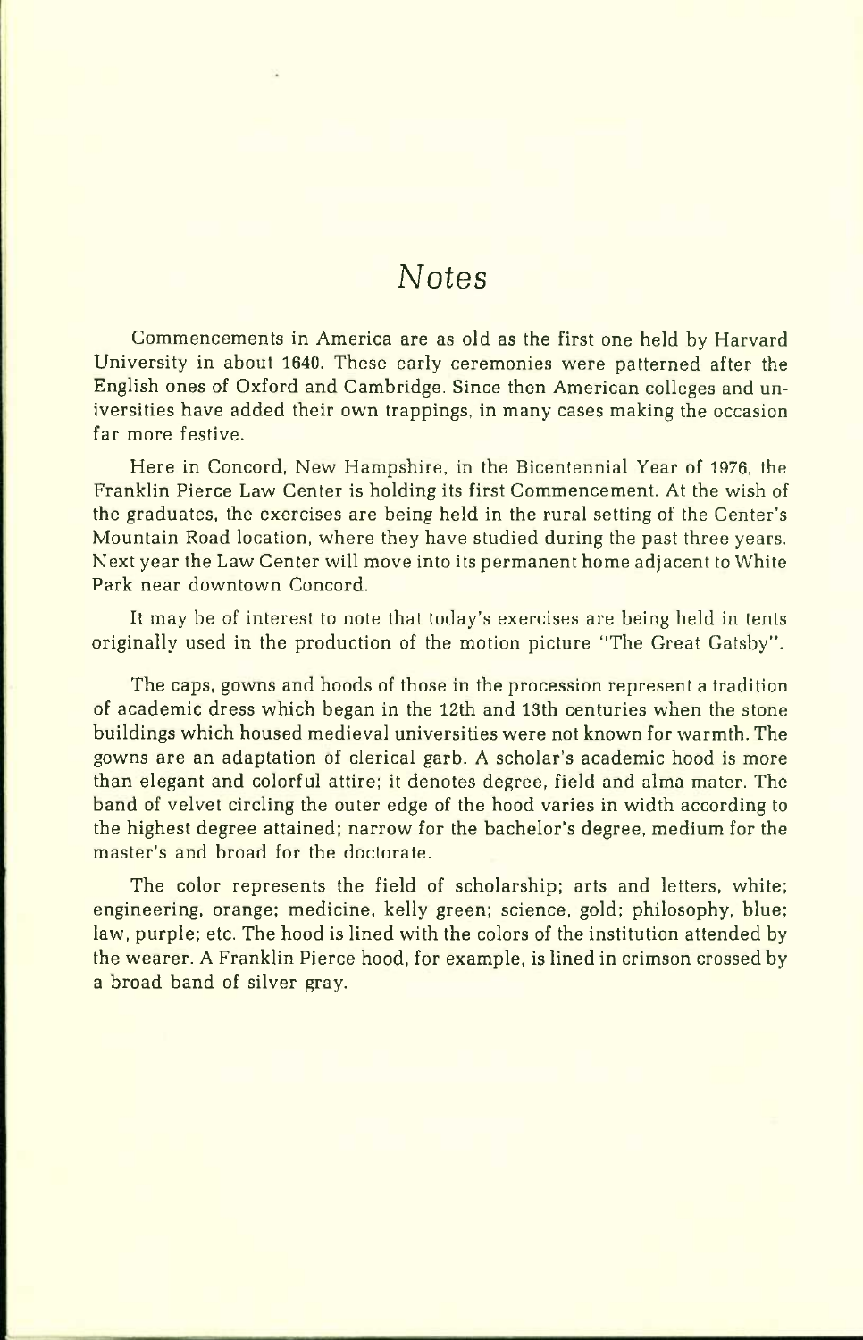# *Notes*

Commencements in America are as old as the first one held by Harvard University in about 1640. These early ceremonies were patterned after the English ones of Oxford and Cambridge. Since then American colleges and universities have added their own trappings, in many cases making the occasion far more festive.

Here in Concord, New Hampshire, in the Bicentennial Year of 1976, the Franklin Pierce Law Center is holding its first Commencement. At the wish of the graduates, the exercises are being held in the rural setting of the Center's Mountain Road location, where they have studied during the past three years. Next year the Law Center will move into its permanent home adjacent to White Park near downtown Concord.

It may be of interest to note that today's exercises are being held in tents originally used in the production of the motion picture "The Great Gatsby".

The caps, gowns and hoods of those in the procession represent a tradition of academic dress which began in the 12th and 13th centuries when the stone buildings which housed medieval universities were not known for warmth. The gowns are an adaptation of clerical garb. A scholar's academic hood is more than elegant and colorful attire; it denotes degree, field and alma mater. The band of velvet circling the outer edge of the hood varies in width according to the highest degree attained; narrow for the bachelor's degree, medium for the master's and broad for the doctorate.

The color represents the field of scholarship; arts and letters, white; engineering, orange; medicine, kelly green; science, gold; philosophy, blue; law, purple; etc. The hood is lined with the colors of the institution attended by the wearer. A Franklin Pierce hood, for example, is lined in crimson crossed by a broad band of silver gray.